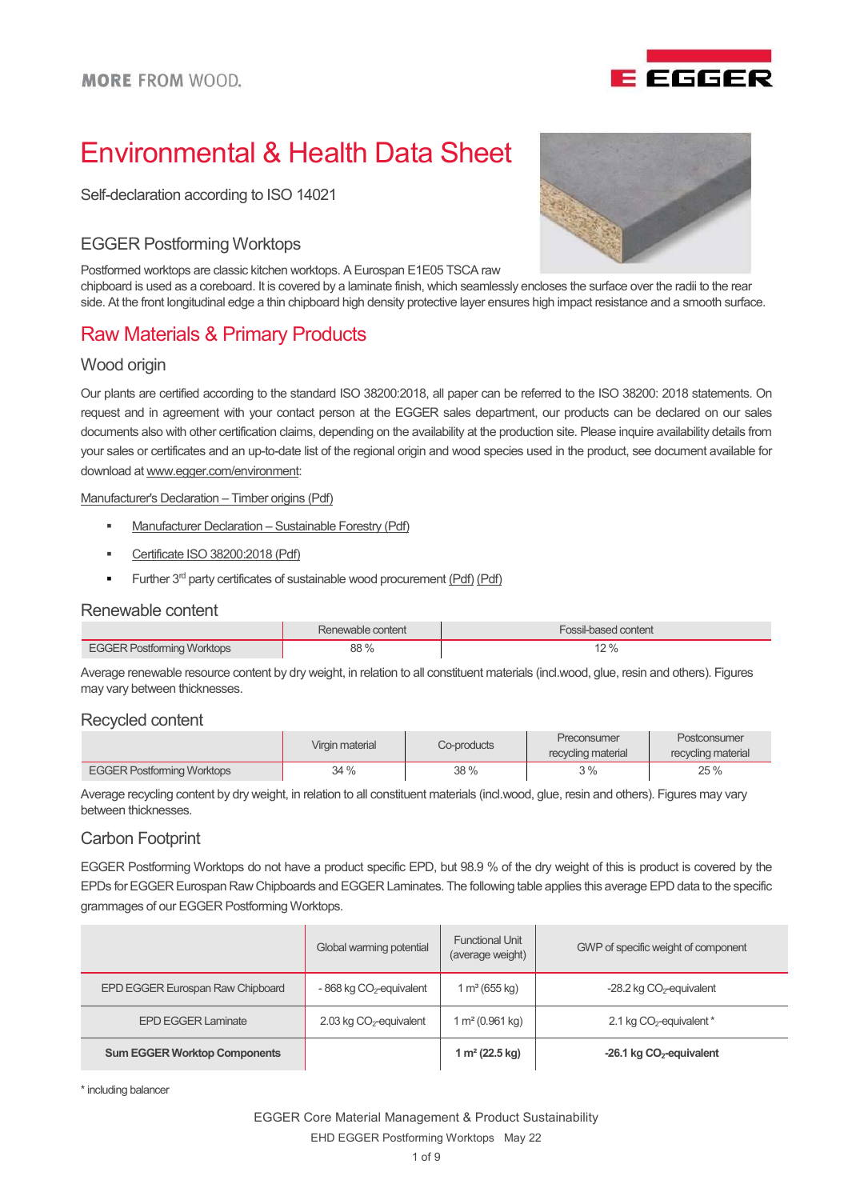MORE FROM WOOD.

# Environmental & Health Data Sheet

Self-declaration according to ISO 14021

## EGGER Postforming Worktops

Postformed worktops are classic kitchen worktops. A Eurospan E1E05 TSCA raw chipboard is used as a coreboard. It is covered by a laminate finish, which seamlessly encloses the surface over the radii to the rear side. At the front longitudinal edge a thin chipboard high density protective layer ensures high impact resistance and a smooth surface.

# Raw Materials & Primary Products

## Wood origin

Our plants are certified according to the standard ISO 38200:2018, all paper can be referred to the ISO 38200: 2018 statements. On request and in agreement with your contact person at the EGGER sales department, our products can be declared on our sales documents also with other certification claims, depending on the availability at the production site. Please inquire availability details from your sales or certificates and an up-to-date list of the regional origin and wood species used in the product, see document available for download at www.egger.com/environment:

Manufacturer's Declaration – Timber origins (Pdf)

- Manufacturer Declaration – Sustainable Forestry (Pdf)
- Certificate ISO 38200:2018 (Pdf)
- Further 3rd party certificates of sustainable wood procurement (Pdf) (Pdf)

## Renewable content

| | Renewable content | Fossil-based content |
|---|---|---|
| EGGER Postforming Worktops | 88 % | 12 % |

Average renewable resource content by dry weight, in relation to all constituent materials (incl.wood, glue, resin and others). Figures may vary between thicknesses.

## Recycled content

| | Virgin material | Co-products | Preconsumer recycling material | Postconsumer recycling material |
|---|---|---|---|---|
| EGGER Postforming Worktops | 34 % | 38 % | 3 % | 25 % |

Average recycling content by dry weight, in relation to all constituent materials (incl.wood, glue, resin and others). Figures may vary between thicknesses.

## Carbon Footprint

EGGER Postforming Worktops do not have a product specific EPD, but 98.9 % of the dry weight of this is product is covered by the EPDs for EGGER Eurospan Raw Chipboards and EGGER Laminates. The following table applies this average EPD data to the specific grammages of our EGGER Postforming Worktops.

| | Global warming potential | Functional Unit (average weight) | GWP of specific weight of component |
|---|---|---|---|
| EPD EGGER Eurospan Raw Chipboard | - 868 kg $CO_2$-equivalent | 1 m³ (655 kg) | -28.2 kg $CO_2$-equivalent |
| EPD EGGER Laminate | 2.03 kg $CO_2$-equivalent | 1 m² (0.961 kg) | 2.1 kg $CO_2$-equivalent * |
| **Sum EGGER Worktop Components** | | **1 m² (22.5 kg)** | **-26.1 kg $CO_2$-equivalent** |

\* including balancer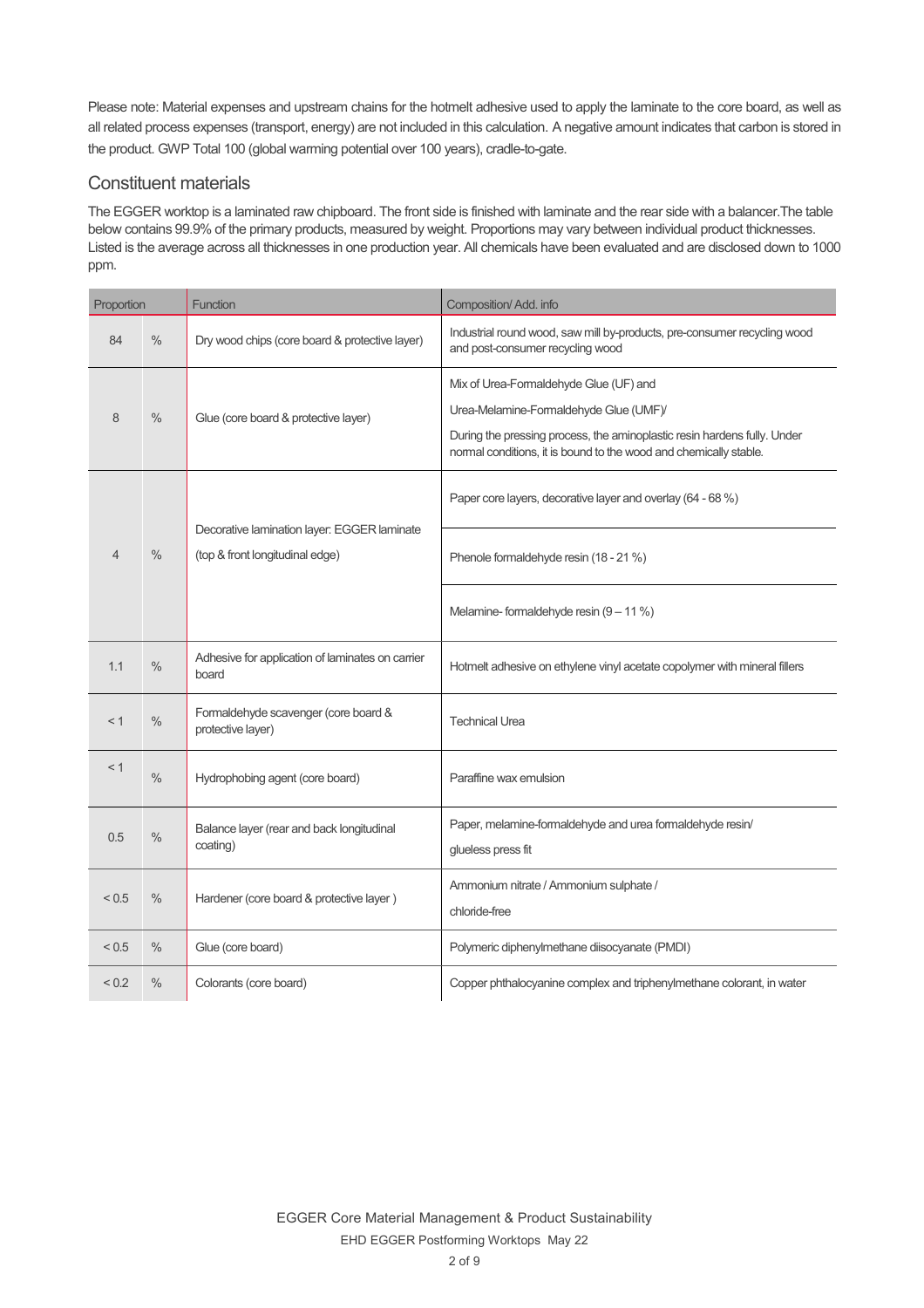Please note: Material expenses and upstream chains for the hotmelt adhesive used to apply the laminate to the core board, as well as all related process expenses (transport, energy) are not included in this calculation. A negative amount indicates that carbon is stored in the product. GWP Total 100 (global warming potential over 100 years), cradle-to-gate.

## Constituent materials

The EGGER worktop is a laminated raw chipboard. The front side is finished with laminate and the rear side with a balancer.The table below contains 99.9% of the primary products, measured by weight. Proportions may vary between individual product thicknesses. Listed is the average across all thicknesses in one production year. All chemicals have been evaluated and are disclosed down to 1000 ppm.

| Proportion | | Function | Composition/ Add. info |
|---|---|---|---|
| 84 | % | Dry wood chips (core board & protective layer) | Industrial round wood, saw mill by-products, pre-consumer recycling wood and post-consumer recycling wood |
| 8 | % | Glue (core board & protective layer) | Mix of Urea-Formaldehyde Glue (UF) and Urea-Melamine-Formaldehyde Glue (UMF)/ During the pressing process, the aminoplastic resin hardens fully. Under normal conditions, it is bound to the wood and chemically stable. |
| 4 | % | Decorative lamination layer: EGGER laminate (top & front longitudinal edge) | Paper core layers, decorative layer and overlay (64 - 68 %) |
| | | | Phenole formaldehyde resin (18 - 21 %) |
| | | | Melamine- formaldehyde resin (9 – 11 %) |
| 1.1 | % | Adhesive for application of laminates on carrier board | Hotmelt adhesive on ethylene vinyl acetate copolymer with mineral fillers |
| < 1 | % | Formaldehyde scavenger (core board & protective layer) | Technical Urea |
| < 1 | % | Hydrophobing agent (core board) | Paraffine wax emulsion |
| 0.5 | % | Balance layer (rear and back longitudinal coating) | Paper, melamine-formaldehyde and urea formaldehyde resin/ glueless press fit |
| < 0.5 | % | Hardener (core board & protective layer ) | Ammonium nitrate / Ammonium sulphate / chloride-free |
| < 0.5 | % | Glue (core board) | Polymeric diphenylmethane diisocyanate (PMDI) |
| < 0.2 | % | Colorants (core board) | Copper phthalocyanine complex and triphenylmethane colorant, in water |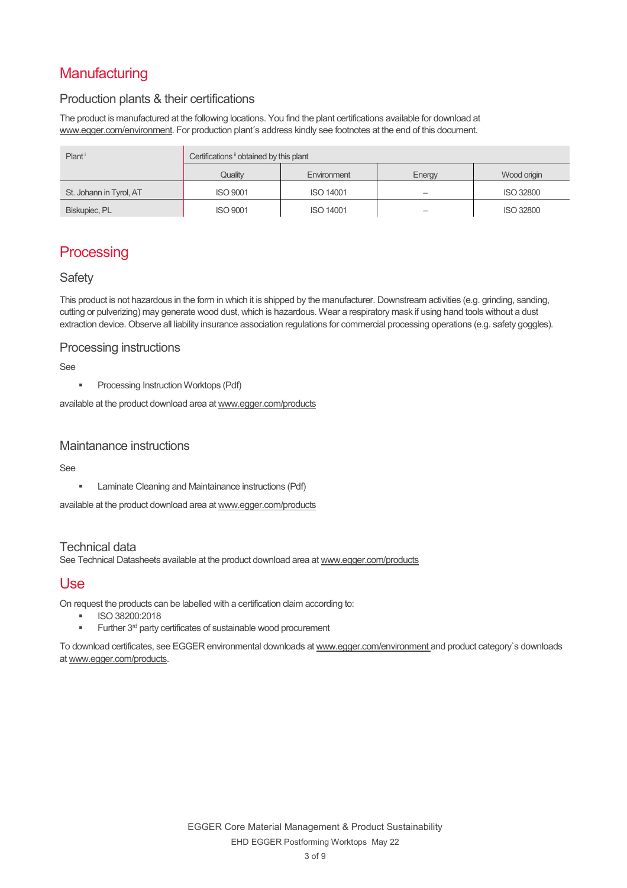# Manufacturing

## Production plants & their certifications

The product is manufactured at the following locations. You find the plant certifications available for download at www.egger.com/environment. For production plant´s address kindly see footnotes at the end of this document.

| Plant [i] | Certifications [ii] obtained by this plant | | | |
|---|---|---|---|---|
| | Quality | Environment | Energy | Wood origin |
| St. Johann in Tyrol, AT | ISO 9001 | ISO 14001 | – | ISO 32800 |
| Biskupiec, PL | ISO 9001 | ISO 14001 | – | ISO 32800 |

# Processing

## Safety

This product is not hazardous in the form in which it is shipped by the manufacturer. Downstream activities (e.g. grinding, sanding, cutting or pulverizing) may generate wood dust, which is hazardous. Wear a respiratory mask if using hand tools without a dust extraction device. Observe all liability insurance association regulations for commercial processing operations (e.g. safety goggles).

## Processing instructions

See

- Processing Instruction Worktops (Pdf)

available at the product download area at www.egger.com/products

## Maintanance instructions

See

- Laminate Cleaning and Maintainance instructions (Pdf)

available at the product download area at www.egger.com/products

## Technical data

See Technical Datasheets available at the product download area at www.egger.com/products

# Use

On request the products can be labelled with a certification claim according to:

- ISO 38200:2018
- Further 3rd party certificates of sustainable wood procurement

To download certificates, see EGGER environmental downloads at www.egger.com/environment and product category`s downloads at www.egger.com/products.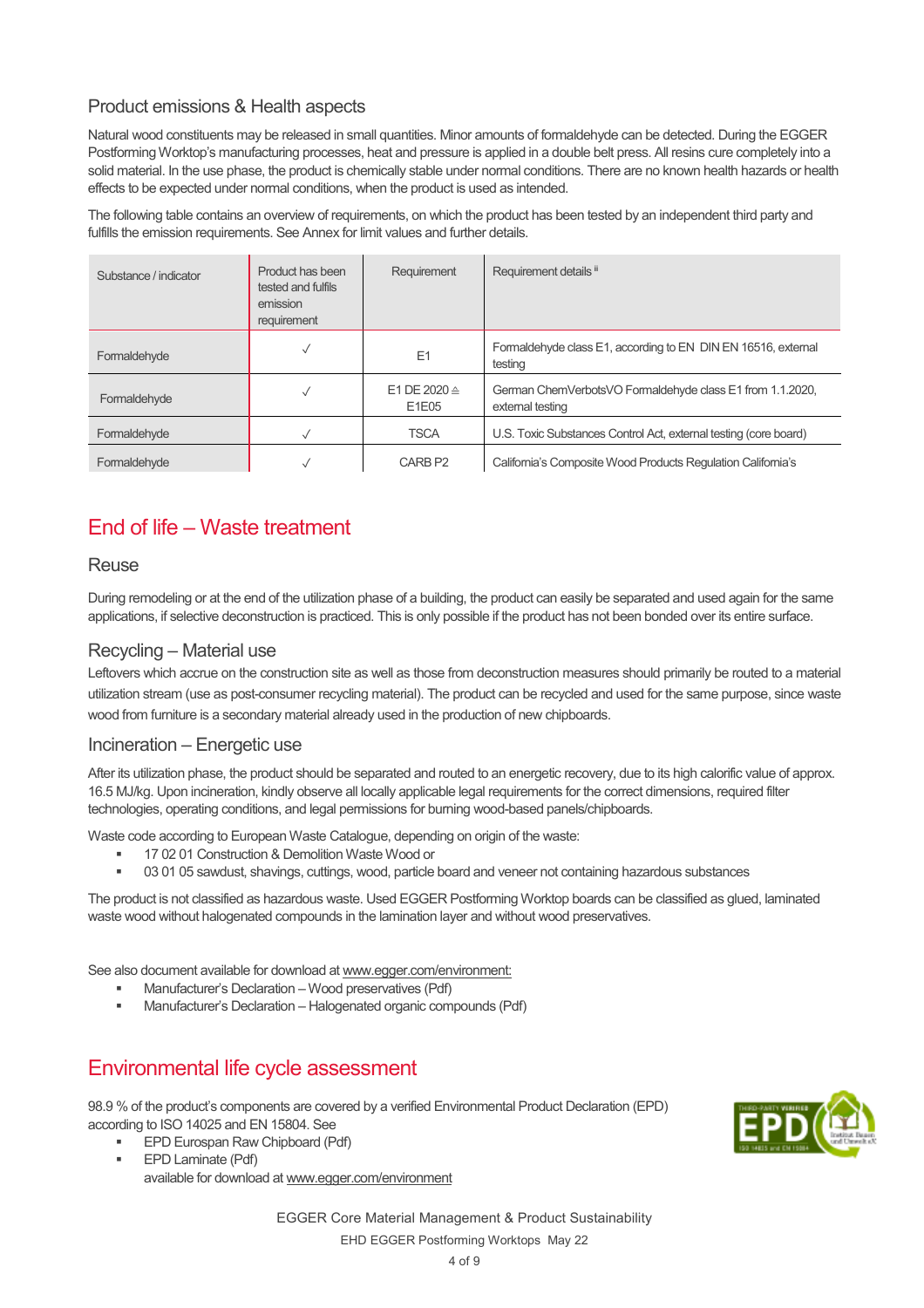## Product emissions & Health aspects

Natural wood constituents may be released in small quantities. Minor amounts of formaldehyde can be detected. During the EGGER Postforming Worktop's manufacturing processes, heat and pressure is applied in a double belt press. All resins cure completely into a solid material. In the use phase, the product is chemically stable under normal conditions. There are no known health hazards or health effects to be expected under normal conditions, when the product is used as intended.

The following table contains an overview of requirements, on which the product has been tested by an independent third party and fulfills the emission requirements. See Annex for limit values and further details.

| Substance / indicator | Product has been tested and fulfils emission requirement | Requirement | Requirement details [ii] |
|---|---|---|---|
| Formaldehyde | ✓ | E1 | Formaldehyde class E1, according to EN DIN EN 16516, external testing |
| Formaldehyde | ✓ | E1 DE 2020 ≙ E1E05 | German ChemVerbotsVO Formaldehyde class E1 from 1.1.2020, external testing |
| Formaldehyde | ✓ | TSCA | U.S. Toxic Substances Control Act, external testing (core board) |
| Formaldehyde | ✓ | CARB P2 | California's Composite Wood Products Regulation California's |

# End of life – Waste treatment

## Reuse

During remodeling or at the end of the utilization phase of a building, the product can easily be separated and used again for the same applications, if selective deconstruction is practiced. This is only possible if the product has not been bonded over its entire surface.

## Recycling – Material use

Leftovers which accrue on the construction site as well as those from deconstruction measures should primarily be routed to a material utilization stream (use as post-consumer recycling material). The product can be recycled and used for the same purpose, since waste wood from furniture is a secondary material already used in the production of new chipboards.

## Incineration – Energetic use

After its utilization phase, the product should be separated and routed to an energetic recovery, due to its high calorific value of approx. 16.5 MJ/kg. Upon incineration, kindly observe all locally applicable legal requirements for the correct dimensions, required filter technologies, operating conditions, and legal permissions for burning wood-based panels/chipboards.

Waste code according to European Waste Catalogue, depending on origin of the waste:

- 17 02 01 Construction & Demolition Waste Wood or
- 03 01 05 sawdust, shavings, cuttings, wood, particle board and veneer not containing hazardous substances

The product is not classified as hazardous waste. Used EGGER Postforming Worktop boards can be classified as glued, laminated waste wood without halogenated compounds in the lamination layer and without wood preservatives.

See also document available for download at www.egger.com/environment:

- Manufacturer's Declaration – Wood preservatives (Pdf)
- Manufacturer's Declaration – Halogenated organic compounds (Pdf)

# Environmental life cycle assessment

98.9 % of the product's components are covered by a verified Environmental Product Declaration (EPD) according to ISO 14025 and EN 15804. See

- EPD Eurospan Raw Chipboard (Pdf)
- EPD Laminate (Pdf)

  available for download at www.egger.com/environment

EGGER Core Material Management & Product Sustainability

EHD EGGER Postforming Worktops May 22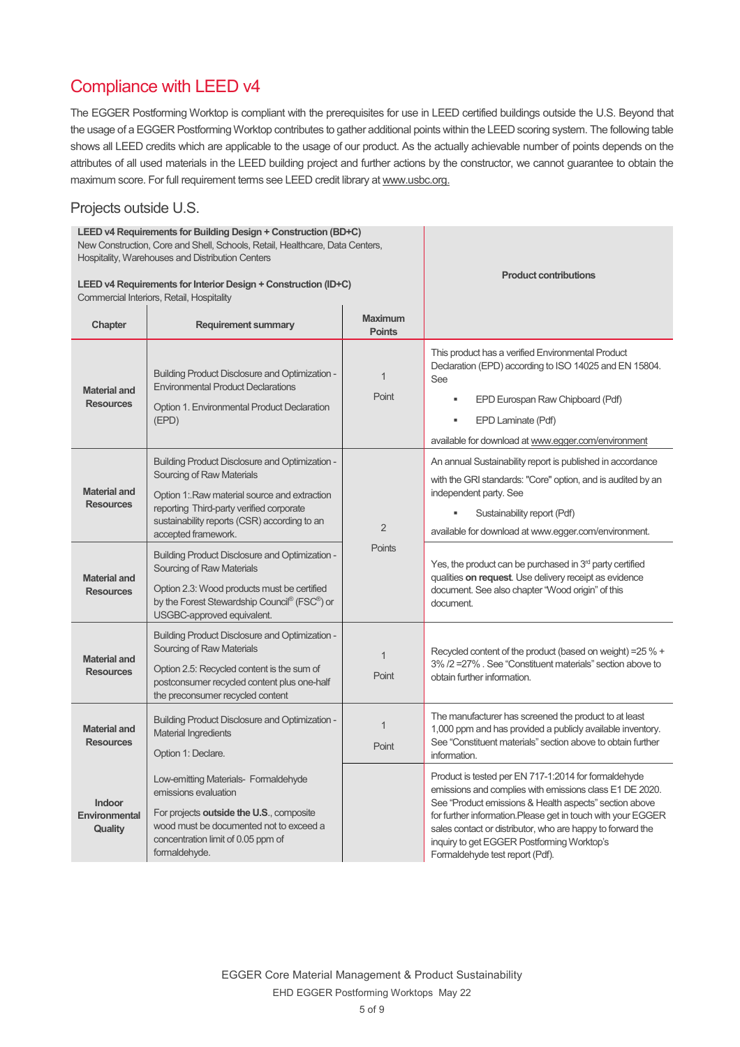# Compliance with LEED v4

The EGGER Postforming Worktop is compliant with the prerequisites for use in LEED certified buildings outside the U.S. Beyond that the usage of a EGGER Postforming Worktop contributes to gather additional points within the LEED scoring system. The following table shows all LEED credits which are applicable to the usage of our product. As the actually achievable number of points depends on the attributes of all used materials in the LEED building project and further actions by the constructor, we cannot guarantee to obtain the maximum score. For full requirement terms see LEED credit library at www.usbc.org.

## Projects outside U.S.

| **LEED v4 Requirements for Building Design + Construction (BD+C)** New Construction, Core and Shell, Schools, Retail, Healthcare, Data Centers, Hospitality, Warehouses and Distribution Centers **LEED v4 Requirements for Interior Design + Construction (ID+C)** Commercial Interiors, Retail, Hospitality | | | **Product contributions** |
|---|---|---|---|
| **Chapter** | **Requirement summary** | **Maximum Points** | |
| **Material and Resources** | Building Product Disclosure and Optimization - Environmental Product Declarations<br>Option 1. Environmental Product Declaration (EPD) | 1 Point | This product has a verified Environmental Product Declaration (EPD) according to ISO 14025 and EN 15804. See<br>▪ EPD Eurospan Raw Chipboard (Pdf)<br>▪ EPD Laminate (Pdf)<br>available for download at www.egger.com/environment |
| **Material and Resources** | Building Product Disclosure and Optimization - Sourcing of Raw Materials<br>Option 1:.Raw material source and extraction reporting Third-party verified corporate sustainability reports (CSR) according to an accepted framework. | 2 Points | An annual Sustainability report is published in accordance with the GRI standards: "Core" option, and is audited by an independent party. See<br>▪ Sustainability report (Pdf)<br>available for download at www.egger.com/environment. |
| **Material and Resources** | Building Product Disclosure and Optimization - Sourcing of Raw Materials<br>Option 2.3: Wood products must be certified by the Forest Stewardship Council® (FSC®) or USGBC-approved equivalent. | | Yes, the product can be purchased in 3rd party certified qualities **on request**. Use delivery receipt as evidence document. See also chapter "Wood origin" of this document. |
| **Material and Resources** | Building Product Disclosure and Optimization - Sourcing of Raw Materials<br>Option 2.5: Recycled content is the sum of postconsumer recycled content plus one-half the preconsumer recycled content | 1 Point | Recycled content of the product (based on weight) =25 % + 3% /2 =27% . See "Constituent materials" section above to obtain further information. |
| **Material and Resources** | Building Product Disclosure and Optimization - Material Ingredients<br>Option 1: Declare. | 1 Point | The manufacturer has screened the product to at least 1,000 ppm and has provided a publicly available inventory. See "Constituent materials" section above to obtain further information. |
| **Indoor Environmental Quality** | Low-emitting Materials- Formaldehyde emissions evaluation<br>For projects **outside the U.S.**, composite wood must be documented not to exceed a concentration limit of 0.05 ppm of formaldehyde. | | Product is tested per EN 717-1:2014 for formaldehyde emissions and complies with emissions class E1 DE 2020. See "Product emissions & Health aspects" section above for further information.Please get in touch with your EGGER sales contact or distributor, who are happy to forward the inquiry to get EGGER Postforming Worktop's Formaldehyde test report (Pdf). |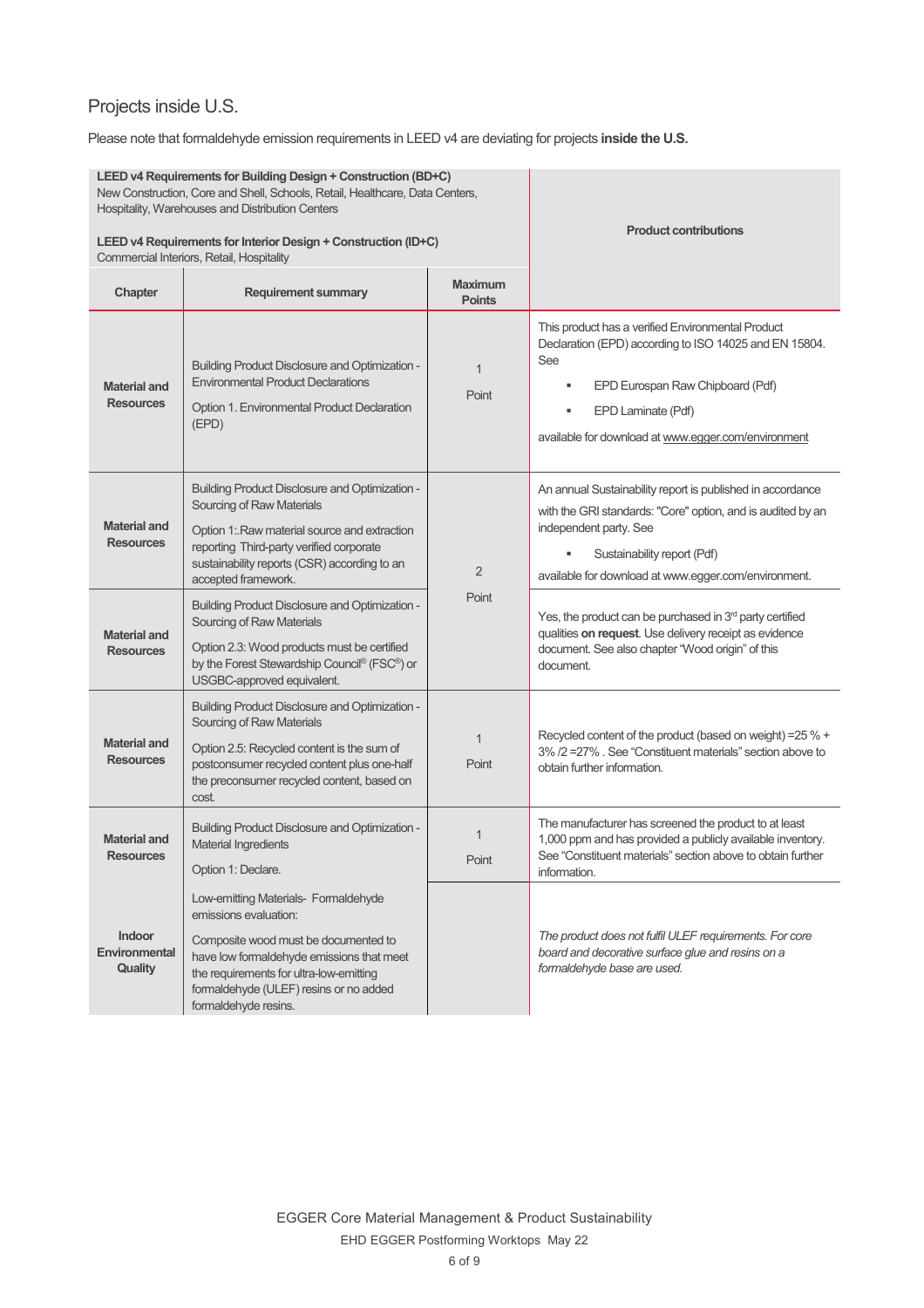## Projects inside U.S.

Please note that formaldehyde emission requirements in LEED v4 are deviating for projects **inside the U.S.**

| **LEED v4 Requirements for Building Design + Construction (BD+C)** New Construction, Core and Shell, Schools, Retail, Healthcare, Data Centers, Hospitality, Warehouses and Distribution Centers<br><br>**LEED v4 Requirements for Interior Design + Construction (ID+C)** Commercial Interiors, Retail, Hospitality | | | **Product contributions** |
|---|---|---|---|
| **Chapter** | **Requirement summary** | **Maximum Points** | |
| **Material and Resources** | Building Product Disclosure and Optimization - Environmental Product Declarations<br><br>Option 1. Environmental Product Declaration (EPD) | 1 Point | This product has a verified Environmental Product Declaration (EPD) according to ISO 14025 and EN 15804. See<br>▪ EPD Eurospan Raw Chipboard (Pdf)<br>▪ EPD Laminate (Pdf)<br><br>available for download at www.egger.com/environment |
| **Material and Resources** | Building Product Disclosure and Optimization - Sourcing of Raw Materials<br><br>Option 1:.Raw material source and extraction reporting Third-party verified corporate sustainability reports (CSR) according to an accepted framework. | 2 Point | An annual Sustainability report is published in accordance with the GRI standards: "Core" option, and is audited by an independent party. See<br>▪ Sustainability report (Pdf)<br><br>available for download at www.egger.com/environment. |
| **Material and Resources** | Building Product Disclosure and Optimization - Sourcing of Raw Materials<br><br>Option 2.3: Wood products must be certified by the Forest Stewardship Council® (FSC®) or USGBC-approved equivalent. | | Yes, the product can be purchased in 3rd party certified qualities **on request**. Use delivery receipt as evidence document. See also chapter "Wood origin" of this document. |
| **Material and Resources** | Building Product Disclosure and Optimization - Sourcing of Raw Materials<br><br>Option 2.5: Recycled content is the sum of postconsumer recycled content plus one-half the preconsumer recycled content, based on cost. | 1 Point | Recycled content of the product (based on weight) =25 % + 3% /2 =27% . See "Constituent materials" section above to obtain further information. |
| **Material and Resources** | Building Product Disclosure and Optimization - Material Ingredients<br><br>Option 1: Declare. | 1 Point | The manufacturer has screened the product to at least 1,000 ppm and has provided a publicly available inventory. See "Constituent materials" section above to obtain further information. |
| **Indoor Environmental Quality** | Low-emitting Materials- Formaldehyde emissions evaluation:<br><br>Composite wood must be documented to have low formaldehyde emissions that meet the requirements for ultra-low-emitting formaldehyde (ULEF) resins or no added formaldehyde resins. | | *The product does not fulfil ULEF requirements. For core board and decorative surface glue and resins on a formaldehyde base are used.* |

EGGER Core Material Management & Product Sustainability
EHD EGGER Postforming Worktops May 22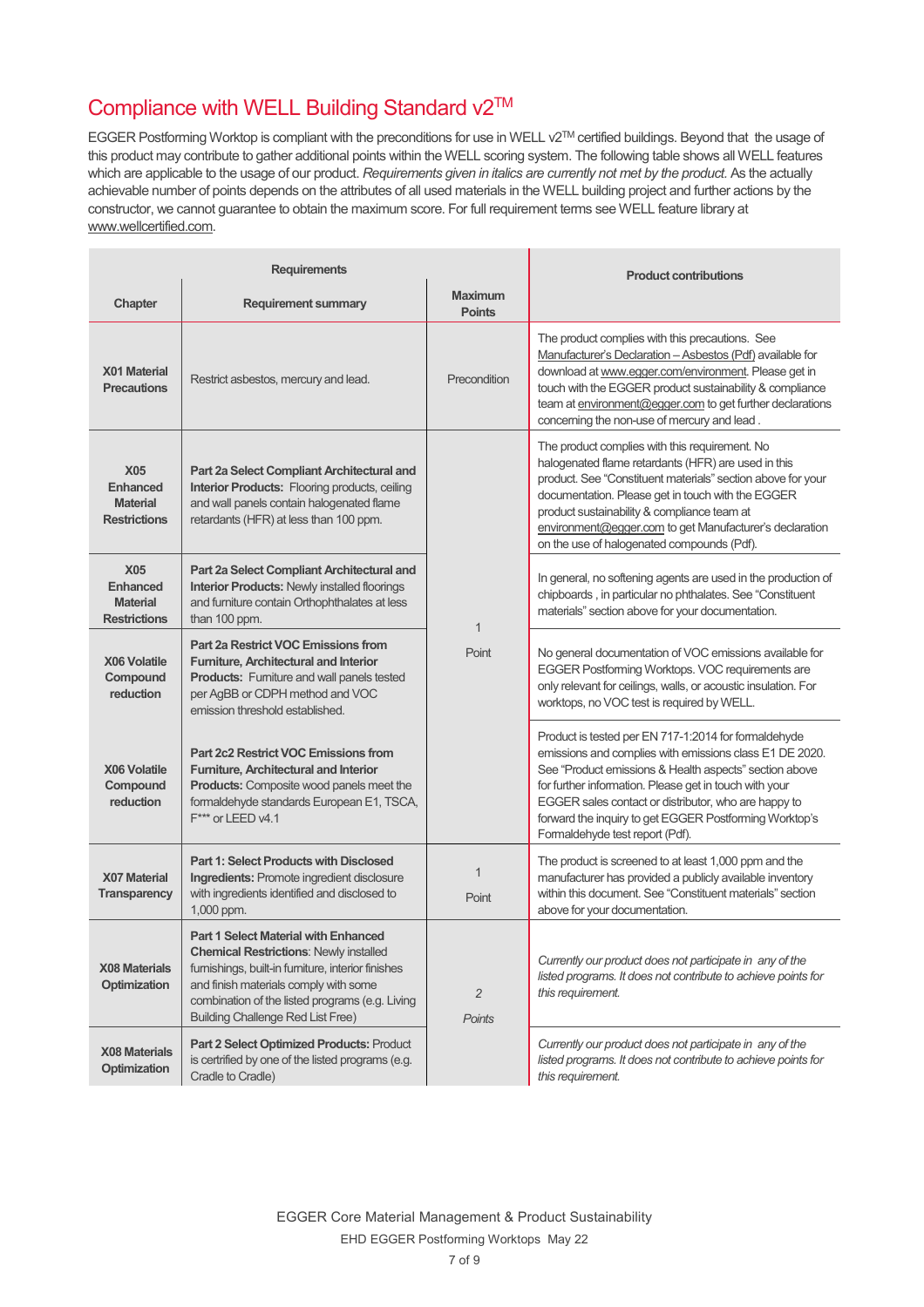## Compliance with WELL Building Standard v2™

EGGER Postforming Worktop is compliant with the preconditions for use in WELL v2™ certified buildings. Beyond that the usage of this product may contribute to gather additional points within the WELL scoring system. The following table shows all WELL features which are applicable to the usage of our product. *Requirements given in italics are currently not met by the product.* As the actually achievable number of points depends on the attributes of all used materials in the WELL building project and further actions by the constructor, we cannot guarantee to obtain the maximum score. For full requirement terms see WELL feature library at www.wellcertified.com.

| Requirements | | | Product contributions |
|---|---|---|---|
| **Chapter** | **Requirement summary** | **Maximum Points** | |
| **X01 Material Precautions** | Restrict asbestos, mercury and lead. | Precondition | The product complies with this precautions. See Manufacturer's Declaration – Asbestos (Pdf) available for download at www.egger.com/environment. Please get in touch with the EGGER product sustainability & compliance team at environment@egger.com to get further declarations concerning the non-use of mercury and lead . |
| **X05 Enhanced Material Restrictions** | **Part 2a Select Compliant Architectural and Interior Products:** Flooring products, ceiling and wall panels contain halogenated flame retardants (HFR) at less than 100 ppm. | 1 Point | The product complies with this requirement. No halogenated flame retardants (HFR) are used in this product. See "Constituent materials" section above for your documentation. Please get in touch with the EGGER product sustainability & compliance team at environment@egger.com to get Manufacturer's declaration on the use of halogenated compounds (Pdf). |
| **X05 Enhanced Material Restrictions** | **Part 2a Select Compliant Architectural and Interior Products:** Newly installed floorings and furniture contain Orthophthalates at less than 100 ppm. | | In general, no softening agents are used in the production of chipboards , in particular no phthalates. See "Constituent materials" section above for your documentation. |
| **X06 Volatile Compound reduction** | **Part 2a Restrict VOC Emissions from Furniture, Architectural and Interior Products:** Furniture and wall panels tested per AgBB or CDPH method and VOC emission threshold established. | | No general documentation of VOC emissions available for EGGER Postforming Worktops. VOC requirements are only relevant for ceilings, walls, or acoustic insulation. For worktops, no VOC test is required by WELL. |
| **X06 Volatile Compound reduction** | **Part 2c2 Restrict VOC Emissions from Furniture, Architectural and Interior Products:** Composite wood panels meet the formaldehyde standards European E1, TSCA, F*** or LEED v4.1 | | Product is tested per EN 717-1:2014 for formaldehyde emissions and complies with emissions class E1 DE 2020. See "Product emissions & Health aspects" section above for further information. Please get in touch with your EGGER sales contact or distributor, who are happy to forward the inquiry to get EGGER Postforming Worktop's Formaldehyde test report (Pdf). |
| **X07 Material Transparency** | **Part 1: Select Products with Disclosed Ingredients:** Promote ingredient disclosure with ingredients identified and disclosed to 1,000 ppm. | 1 Point | The product is screened to at least 1,000 ppm and the manufacturer has provided a publicly available inventory within this document. See "Constituent materials" section above for your documentation. |
| **X08 Materials Optimization** | ***Part 1 Select Material with Enhanced Chemical Restrictions**: Newly installed furnishings, built-in furniture, interior finishes and finish materials comply with some combination of the listed programs (e.g. Living Building Challenge Red List Free)* | *2 Points* | *Currently our product does not participate in any of the listed programs. It does not contribute to achieve points for this requirement.* |
| **X08 Materials Optimization** | ***Part 2 Select Optimized Products:** Product is certified by one of the listed programs (e.g. Cradle to Cradle)* | | *Currently our product does not participate in any of the listed programs. It does not contribute to achieve points for this requirement.* |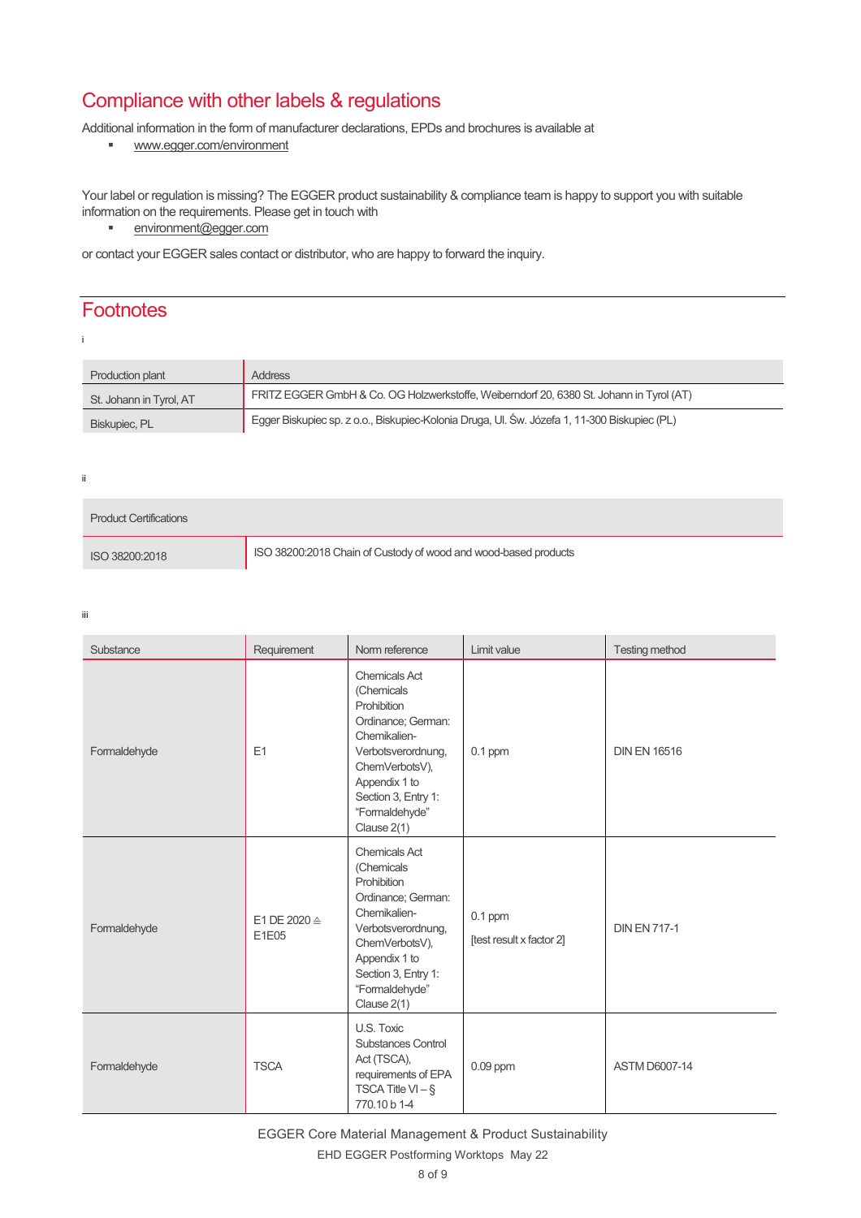## Compliance with other labels & regulations

Additional information in the form of manufacturer declarations, EPDs and brochures is available at

- www.egger.com/environment

Your label or regulation is missing? The EGGER product sustainability & compliance team is happy to support you with suitable information on the requirements. Please get in touch with

- environment@egger.com

or contact your EGGER sales contact or distributor, who are happy to forward the inquiry.

## Footnotes

i

| Production plant | Address |
|---|---|
| St. Johann in Tyrol, AT | FRITZ EGGER GmbH & Co. OG Holzwerkstoffe, Weiberndorf 20, 6380 St. Johann in Tyrol (AT) |
| Biskupiec, PL | Egger Biskupiec sp. z o.o., Biskupiec-Kolonia Druga, Ul. Św. Józefa 1, 11-300 Biskupiec (PL) |

ii

| Product Certifications | |
|---|---|
| ISO 38200:2018 | ISO 38200:2018 Chain of Custody of wood and wood-based products |

iii

| Substance | Requirement | Norm reference | Limit value | Testing method |
|---|---|---|---|---|
| Formaldehyde | E1 | Chemicals Act (Chemicals Prohibition Ordinance; German: Chemikalien-Verbotsverordnung, ChemVerbotsV), Appendix 1 to Section 3, Entry 1: "Formaldehyde" Clause 2(1) | 0.1 ppm | DIN EN 16516 |
| Formaldehyde | E1 DE 2020 ≙ E1E05 | Chemicals Act (Chemicals Prohibition Ordinance; German: Chemikalien-Verbotsverordnung, ChemVerbotsV), Appendix 1 to Section 3, Entry 1: "Formaldehyde" Clause 2(1) | 0.1 ppm [test result x factor 2] | DIN EN 717-1 |
| Formaldehyde | TSCA | U.S. Toxic Substances Control Act (TSCA), requirements of EPA TSCA Title VI – § 770.10 b 1-4 | 0.09 ppm | ASTM D6007-14 |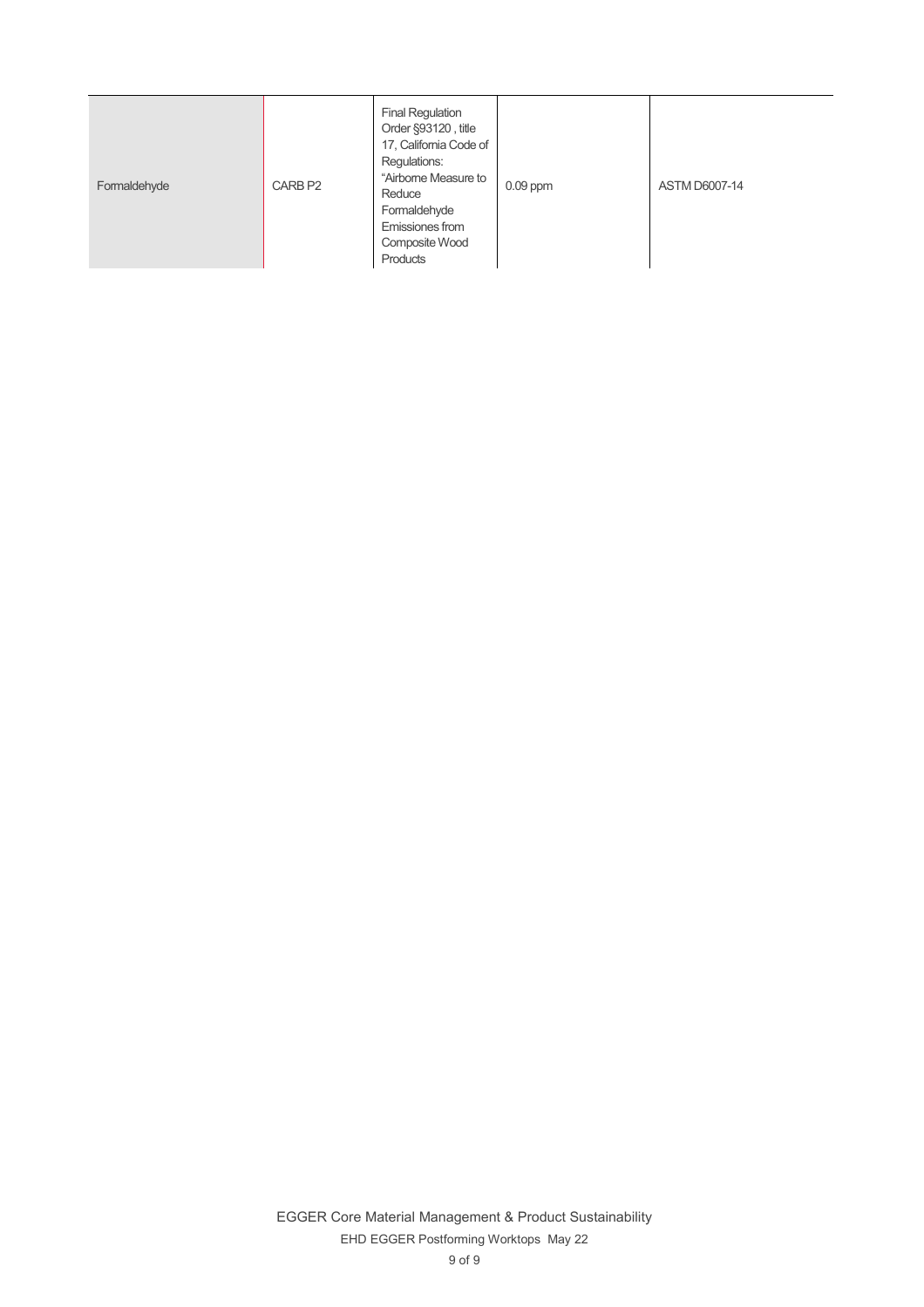| | | | | |
|---|---|---|---|---|
| Formaldehyde | CARB P2 | Final Regulation Order §93120 , title 17, California Code of Regulations: "Airborne Measure to Reduce Formaldehyde Emissiones from Composite Wood Products | 0.09 ppm | ASTM D6007-14 |

EGGER Core Material Management & Product Sustainability
EHD EGGER Postforming Worktops May 22